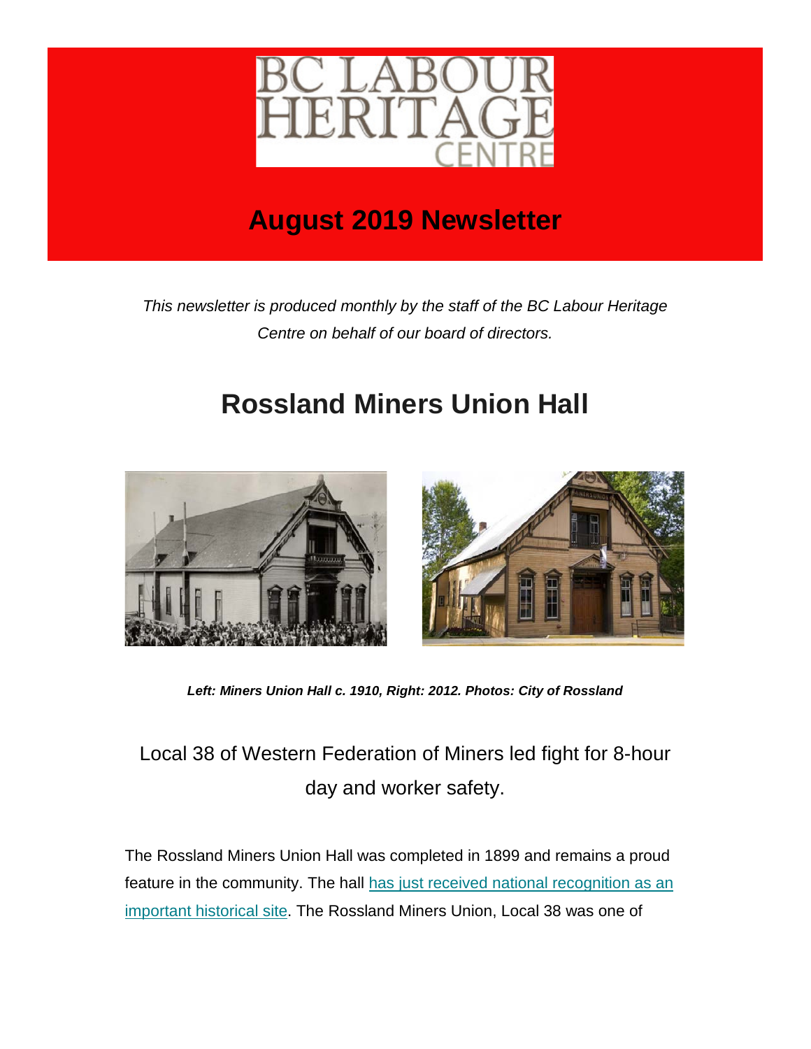BC LABOUR HERITAGE CENTRE

# August 2019 Newsletter

*This newsletter is produced monthly by the staff of the BC Labour Heritage Centre on behalf of our board of directors.*

## Rossland Miners Union Hall

***Left: Miners Union Hall c. 1910, Right: 2012. Photos: City of Rossland***

### Local 38 of Western Federation of Miners led fight for 8-hour day and worker safety.

The Rossland Miners Union Hall was completed in 1899 and remains a proud feature in the community. The hall has just received national recognition as an important historical site. The Rossland Miners Union, Local 38 was one of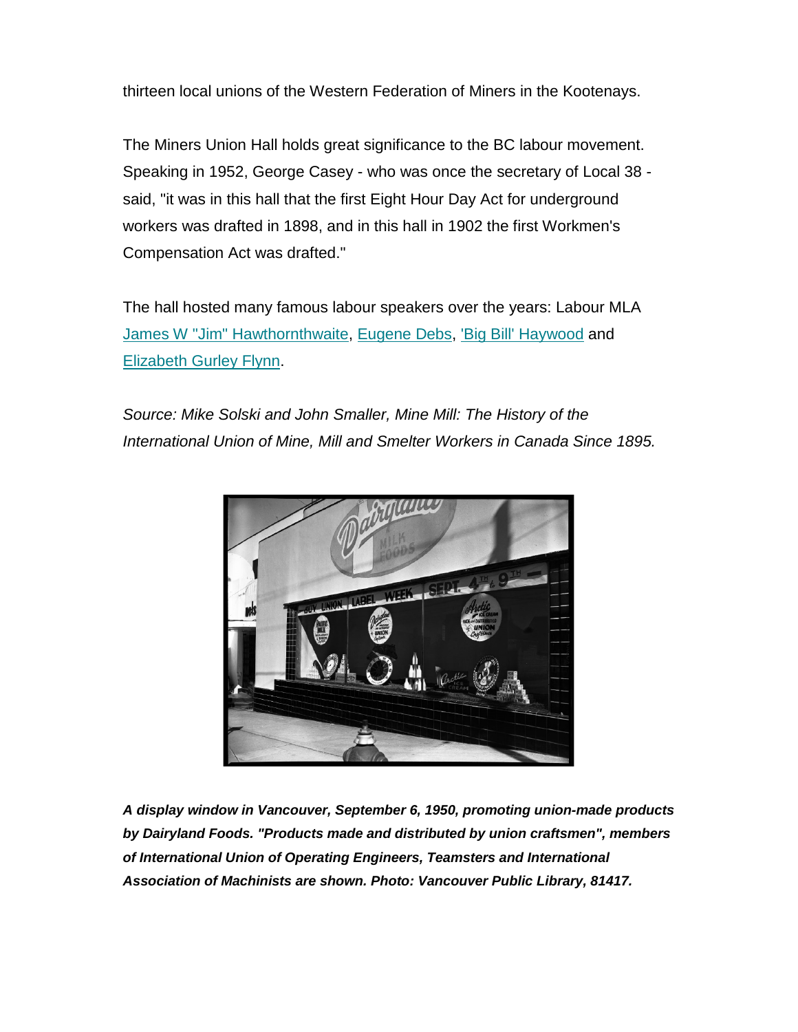thirteen local unions of the Western Federation of Miners in the Kootenays.

The Miners Union Hall holds great significance to the BC labour movement. Speaking in 1952, George Casey - who was once the secretary of Local 38 - said, "it was in this hall that the first Eight Hour Day Act for underground workers was drafted in 1898, and in this hall in 1902 the first Workmen's Compensation Act was drafted."

The hall hosted many famous labour speakers over the years: Labour MLA James W "Jim" Hawthornthwaite, Eugene Debs, 'Big Bill' Haywood and Elizabeth Gurley Flynn.

*Source: Mike Solski and John Smaller, Mine Mill: The History of the International Union of Mine, Mill and Smelter Workers in Canada Since 1895.*

***A display window in Vancouver, September 6, 1950, promoting union-made products by Dairyland Foods. "Products made and distributed by union craftsmen", members of International Union of Operating Engineers, Teamsters and International Association of Machinists are shown. Photo: Vancouver Public Library, 81417.***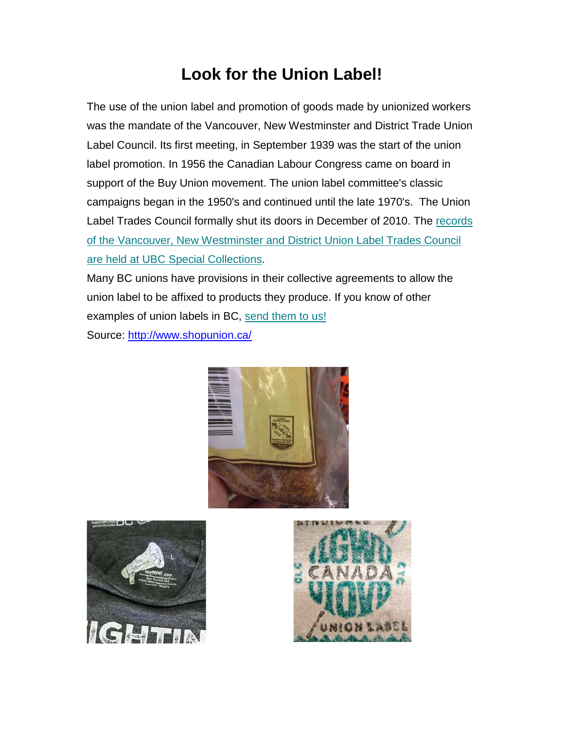# Look for the Union Label!

The use of the union label and promotion of goods made by unionized workers was the mandate of the Vancouver, New Westminster and District Trade Union Label Council. Its first meeting, in September 1939 was the start of the union label promotion. In 1956 the Canadian Labour Congress came on board in support of the Buy Union movement. The union label committee's classic campaigns began in the 1950's and continued until the late 1970's. The Union Label Trades Council formally shut its doors in December of 2010. The [records of the Vancouver, New Westminster and District Union Label Trades Council are held at UBC Special Collections](records of the Vancouver, New Westminster and District Union Label Trades Council are held at UBC Special Collections).

Many BC unions have provisions in their collective agreements to allow the union label to be affixed to products they produce. If you know of other examples of union labels in BC, [send them to us!](send them to us!)

Source: [http://www.shopunion.ca/](http://www.shopunion.ca/)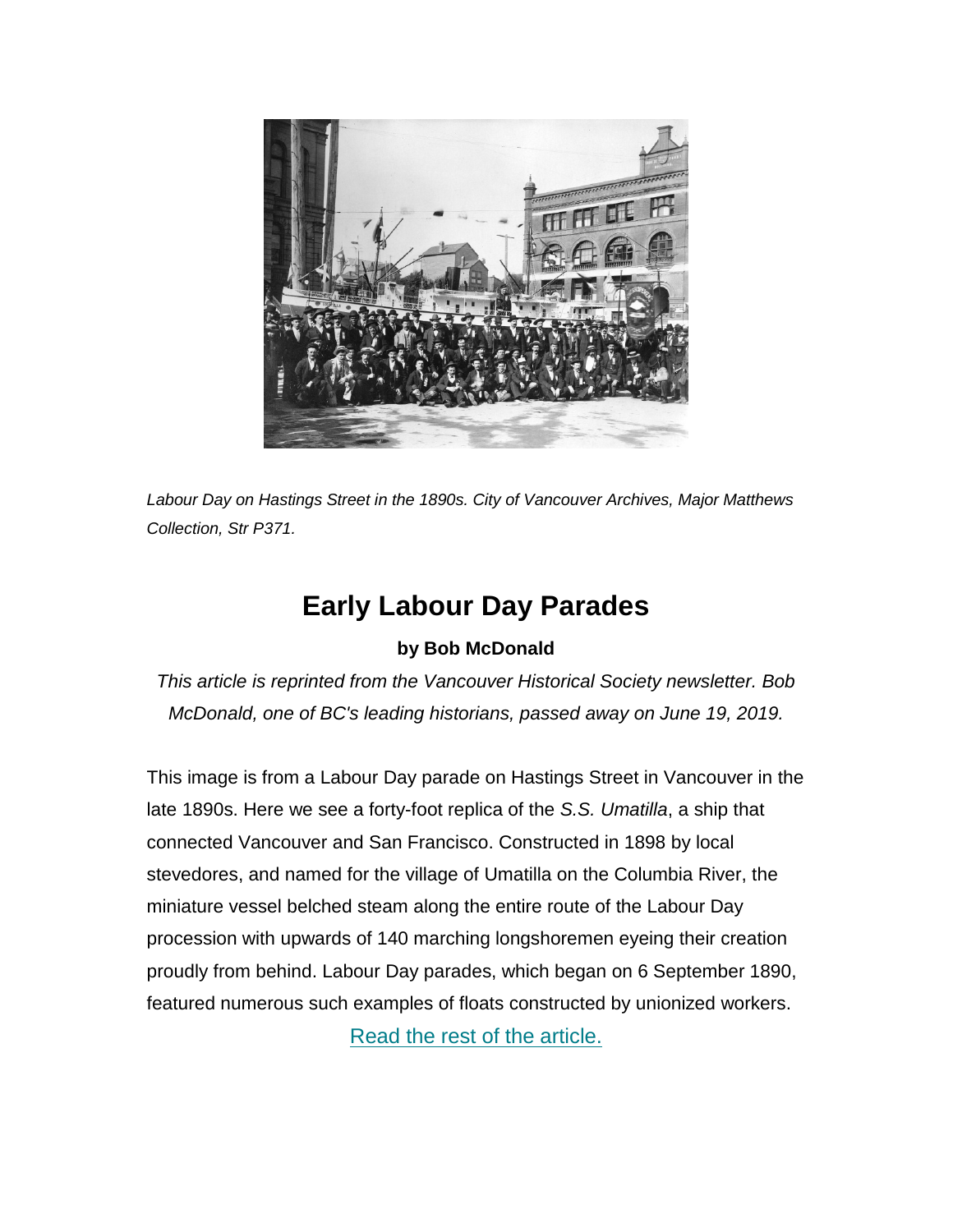*Labour Day on Hastings Street in the 1890s. City of Vancouver Archives, Major Matthews Collection, Str P371.*

# Early Labour Day Parades

**by Bob McDonald**

*This article is reprinted from the Vancouver Historical Society newsletter. Bob McDonald, one of BC's leading historians, passed away on June 19, 2019.*

This image is from a Labour Day parade on Hastings Street in Vancouver in the late 1890s. Here we see a forty-foot replica of the *S.S. Umatilla*, a ship that connected Vancouver and San Francisco. Constructed in 1898 by local stevedores, and named for the village of Umatilla on the Columbia River, the miniature vessel belched steam along the entire route of the Labour Day procession with upwards of 140 marching longshoremen eyeing their creation proudly from behind. Labour Day parades, which began on 6 September 1890, featured numerous such examples of floats constructed by unionized workers.

Read the rest of the article.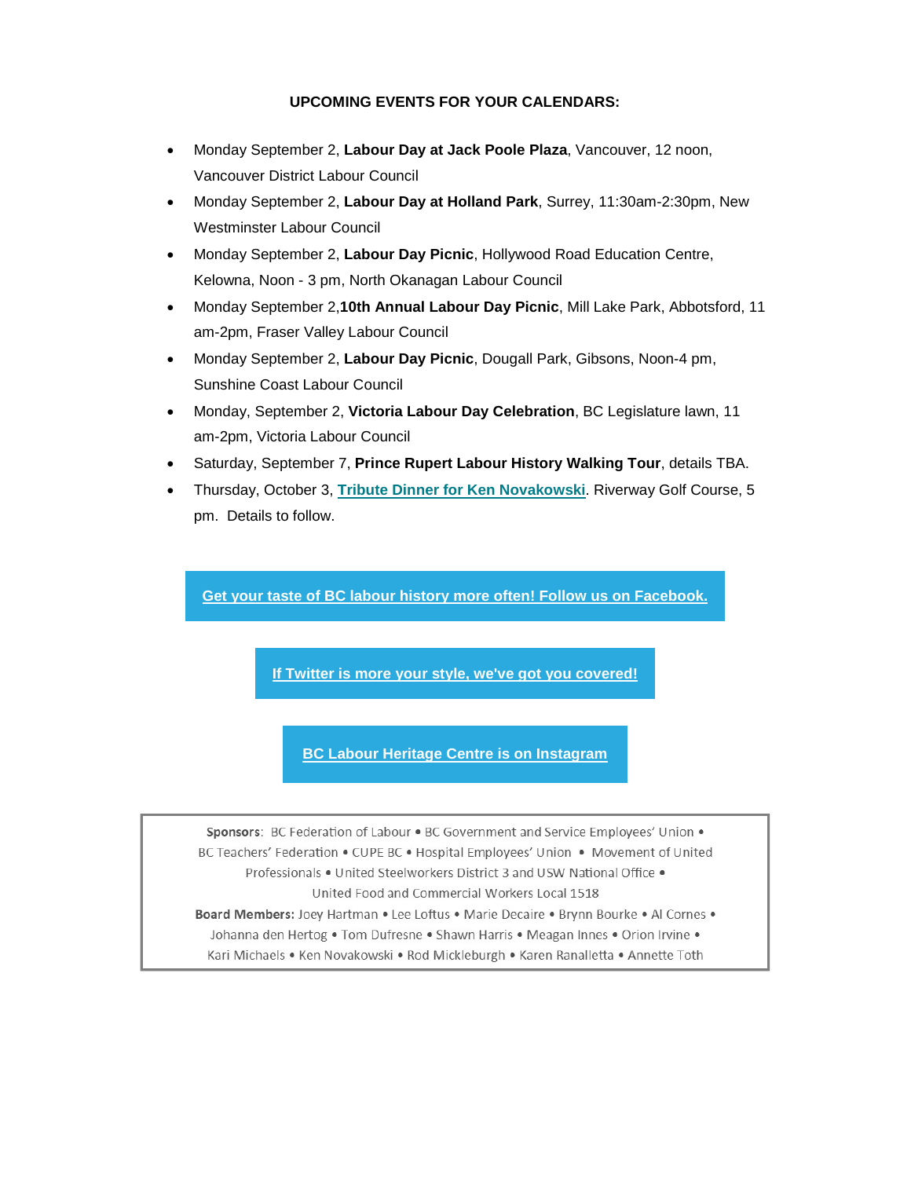**UPCOMING EVENTS FOR YOUR CALENDARS:**

- Monday September 2, **Labour Day at Jack Poole Plaza**, Vancouver, 12 noon, Vancouver District Labour Council
- Monday September 2, **Labour Day at Holland Park**, Surrey, 11:30am-2:30pm, New Westminster Labour Council
- Monday September 2, **Labour Day Picnic**, Hollywood Road Education Centre, Kelowna, Noon - 3 pm, North Okanagan Labour Council
- Monday September 2,**10th Annual Labour Day Picnic**, Mill Lake Park, Abbotsford, 11 am-2pm, Fraser Valley Labour Council
- Monday September 2, **Labour Day Picnic**, Dougall Park, Gibsons, Noon-4 pm, Sunshine Coast Labour Council
- Monday, September 2, **Victoria Labour Day Celebration**, BC Legislature lawn, 11 am-2pm, Victoria Labour Council
- Saturday, September 7, **Prince Rupert Labour History Walking Tour**, details TBA.
- Thursday, October 3, **Tribute Dinner for Ken Novakowski**. Riverway Golf Course, 5 pm. Details to follow.

**Get your taste of BC labour history more often! Follow us on Facebook.**

**If Twitter is more your style, we've got you covered!**

**BC Labour Heritage Centre is on Instagram**

**Sponsors**: BC Federation of Labour • BC Government and Service Employees' Union • BC Teachers' Federation • CUPE BC • Hospital Employees' Union • Movement of United Professionals • United Steelworkers District 3 and USW National Office • United Food and Commercial Workers Local 1518

**Board Members:** Joey Hartman • Lee Loftus • Marie Decaire • Brynn Bourke • Al Cornes • Johanna den Hertog • Tom Dufresne • Shawn Harris • Meagan Innes • Orion Irvine • Kari Michaels • Ken Novakowski • Rod Mickleburgh • Karen Ranalletta • Annette Toth